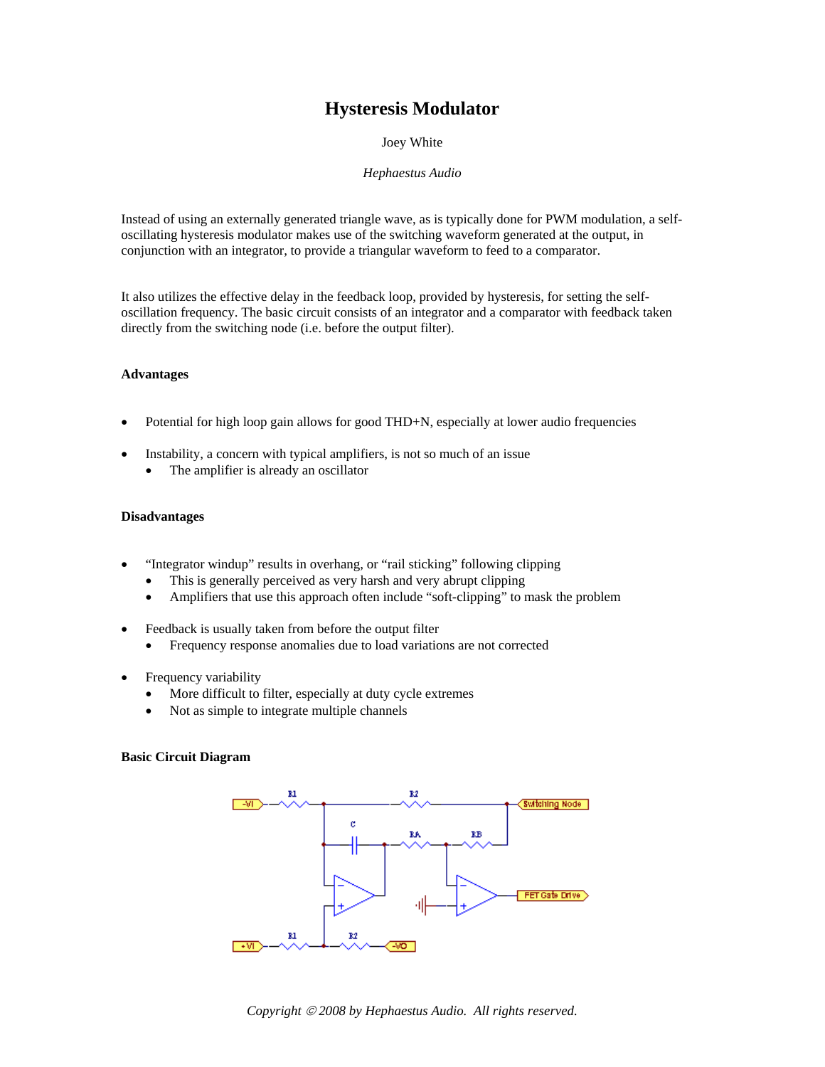# Hysteresis Modulator

Joey White

*Hephaestus Audio*

Instead of using an externally generated triangle wave, as is typically done for PWM modulation, a self-oscillating hysteresis modulator makes use of the switching waveform generated at the output, in conjunction with an integrator, to provide a triangular waveform to feed to a comparator.

It also utilizes the effective delay in the feedback loop, provided by hysteresis, for setting the self-oscillation frequency. The basic circuit consists of an integrator and a comparator with feedback taken directly from the switching node (i.e. before the output filter).

### Advantages

- Potential for high loop gain allows for good THD+N, especially at lower audio frequencies
- Instability, a concern with typical amplifiers, is not so much of an issue
  - The amplifier is already an oscillator

### Disadvantages

- "Integrator windup" results in overhang, or "rail sticking" following clipping
  - This is generally perceived as very harsh and very abrupt clipping
  - Amplifiers that use this approach often include "soft-clipping" to mask the problem
- Feedback is usually taken from before the output filter
  - Frequency response anomalies due to load variations are not corrected
- Frequency variability
  - More difficult to filter, especially at duty cycle extremes
  - Not as simple to integrate multiple channels

### Basic Circuit Diagram

-VI R1 R2 Switching Node C RA RB FET Gate Drive +VI R1 R2 -VO

*Copyright © 2008 by Hephaestus Audio. All rights reserved.*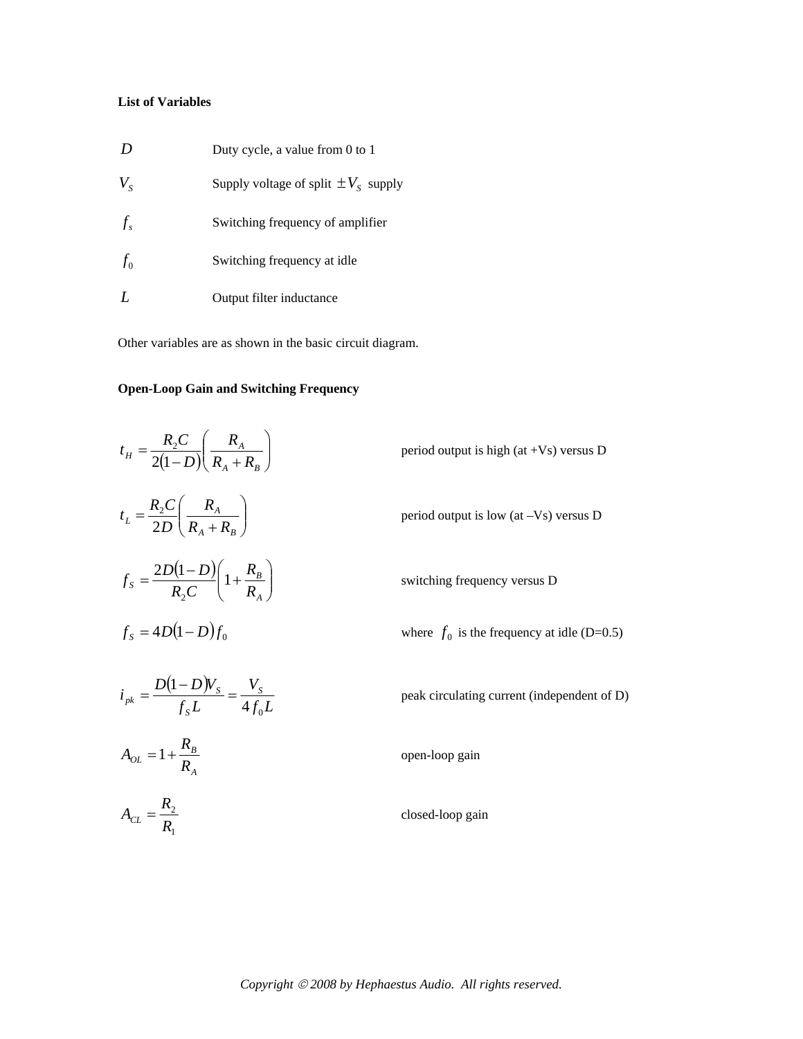**List of Variables**

| | |
|---|---|
| $D$ | Duty cycle, a value from 0 to 1 |
| $V_S$ | Supply voltage of split $\pm V_S$ supply |
| $f_s$ | Switching frequency of amplifier |
| $f_0$ | Switching frequency at idle |
| $L$ | Output filter inductance |

Other variables are as shown in the basic circuit diagram.

**Open-Loop Gain and Switching Frequency**

$$t_H = \frac{R_2 C}{2(1-D)}\left(\frac{R_A}{R_A + R_B}\right)$$

period output is high (at +Vs) versus D

$$t_L = \frac{R_2 C}{2D}\left(\frac{R_A}{R_A + R_B}\right)$$

period output is low (at –Vs) versus D

$$f_S = \frac{2D(1-D)}{R_2 C}\left(1 + \frac{R_B}{R_A}\right)$$

switching frequency versus D

$$f_S = 4D(1-D)f_0$$

where $f_0$ is the frequency at idle (D=0.5)

$$i_{pk} = \frac{D(1-D)V_S}{f_S L} = \frac{V_S}{4 f_0 L}$$

peak circulating current (independent of D)

$$A_{OL} = 1 + \frac{R_B}{R_A}$$

open-loop gain

$$A_{CL} = \frac{R_2}{R_1}$$

closed-loop gain

*Copyright © 2008 by Hephaestus Audio. All rights reserved.*